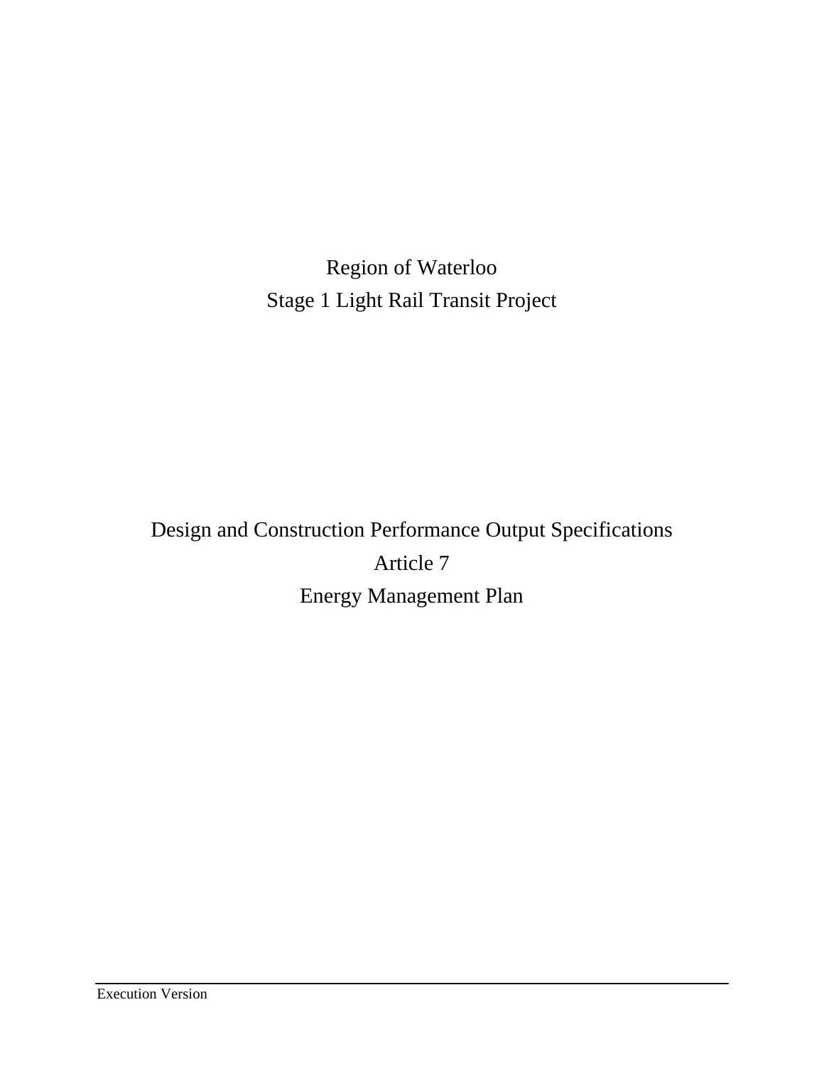# Region of Waterloo
# Stage 1 Light Rail Transit Project

## Design and Construction Performance Output Specifications
## Article 7
## Energy Management Plan

Execution Version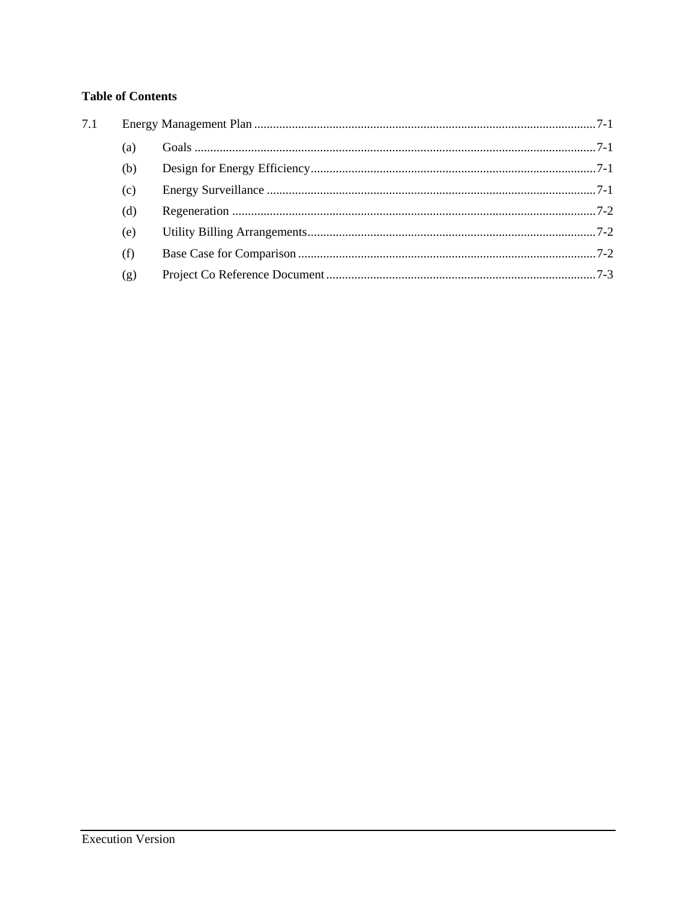**Table of Contents**

7.1 Energy Management Plan ........................................ 7-1

- (a) Goals ........................................ 7-1
- (b) Design for Energy Efficiency ........................................ 7-1
- (c) Energy Surveillance ........................................ 7-1
- (d) Regeneration ........................................ 7-2
- (e) Utility Billing Arrangements ........................................ 7-2
- (f) Base Case for Comparison ........................................ 7-2
- (g) Project Co Reference Document ........................................ 7-3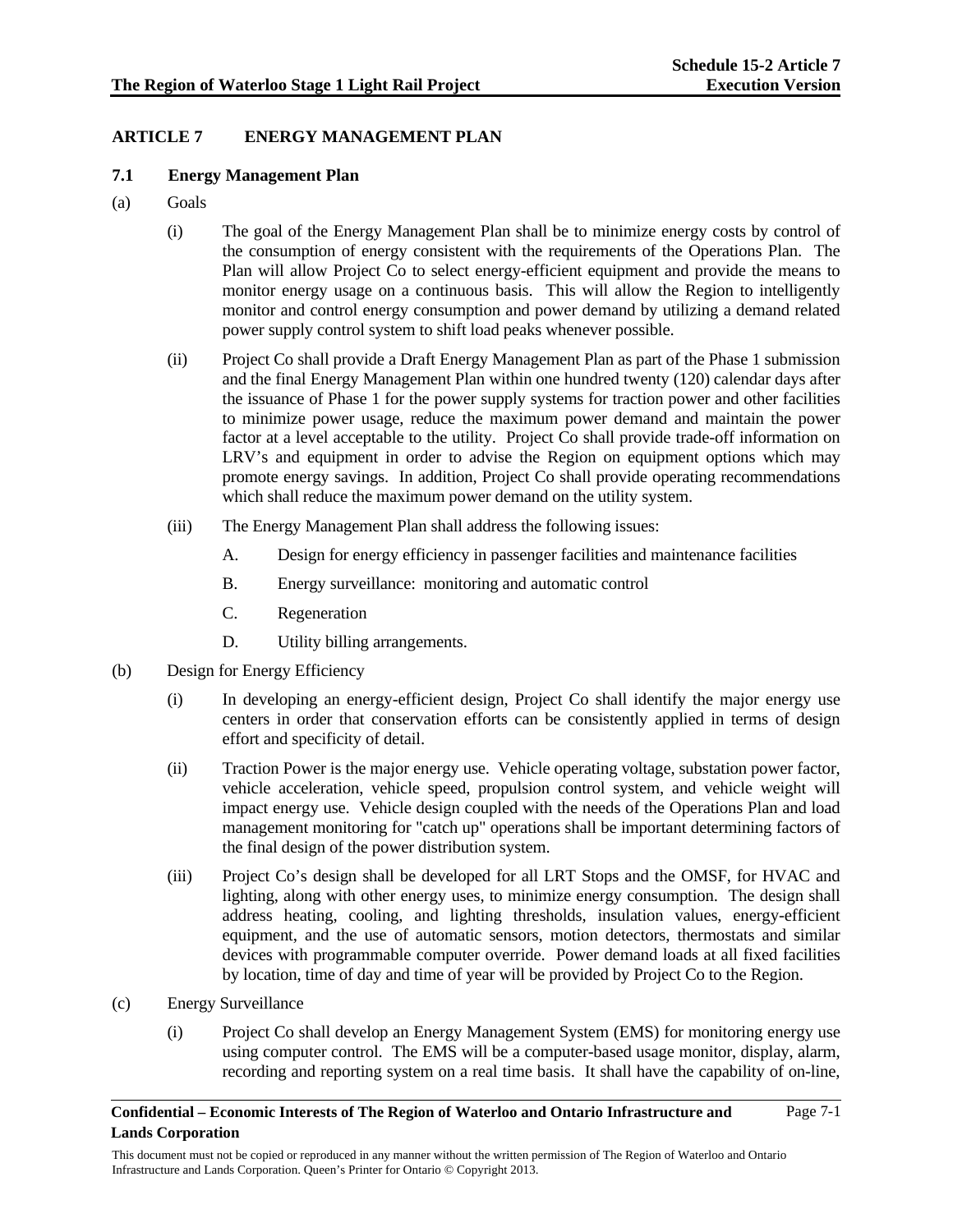## ARTICLE 7 ENERGY MANAGEMENT PLAN

### 7.1 Energy Management Plan

(a) Goals

(i) The goal of the Energy Management Plan shall be to minimize energy costs by control of the consumption of energy consistent with the requirements of the Operations Plan. The Plan will allow Project Co to select energy-efficient equipment and provide the means to monitor energy usage on a continuous basis. This will allow the Region to intelligently monitor and control energy consumption and power demand by utilizing a demand related power supply control system to shift load peaks whenever possible.

(ii) Project Co shall provide a Draft Energy Management Plan as part of the Phase 1 submission and the final Energy Management Plan within one hundred twenty (120) calendar days after the issuance of Phase 1 for the power supply systems for traction power and other facilities to minimize power usage, reduce the maximum power demand and maintain the power factor at a level acceptable to the utility. Project Co shall provide trade-off information on LRV's and equipment in order to advise the Region on equipment options which may promote energy savings. In addition, Project Co shall provide operating recommendations which shall reduce the maximum power demand on the utility system.

(iii) The Energy Management Plan shall address the following issues:

A. Design for energy efficiency in passenger facilities and maintenance facilities

B. Energy surveillance: monitoring and automatic control

C. Regeneration

D. Utility billing arrangements.

(b) Design for Energy Efficiency

(i) In developing an energy-efficient design, Project Co shall identify the major energy use centers in order that conservation efforts can be consistently applied in terms of design effort and specificity of detail.

(ii) Traction Power is the major energy use. Vehicle operating voltage, substation power factor, vehicle acceleration, vehicle speed, propulsion control system, and vehicle weight will impact energy use. Vehicle design coupled with the needs of the Operations Plan and load management monitoring for "catch up" operations shall be important determining factors of the final design of the power distribution system.

(iii) Project Co's design shall be developed for all LRT Stops and the OMSF, for HVAC and lighting, along with other energy uses, to minimize energy consumption. The design shall address heating, cooling, and lighting thresholds, insulation values, energy-efficient equipment, and the use of automatic sensors, motion detectors, thermostats and similar devices with programmable computer override. Power demand loads at all fixed facilities by location, time of day and time of year will be provided by Project Co to the Region.

(c) Energy Surveillance

(i) Project Co shall develop an Energy Management System (EMS) for monitoring energy use using computer control. The EMS will be a computer-based usage monitor, display, alarm, recording and reporting system on a real time basis. It shall have the capability of on-line,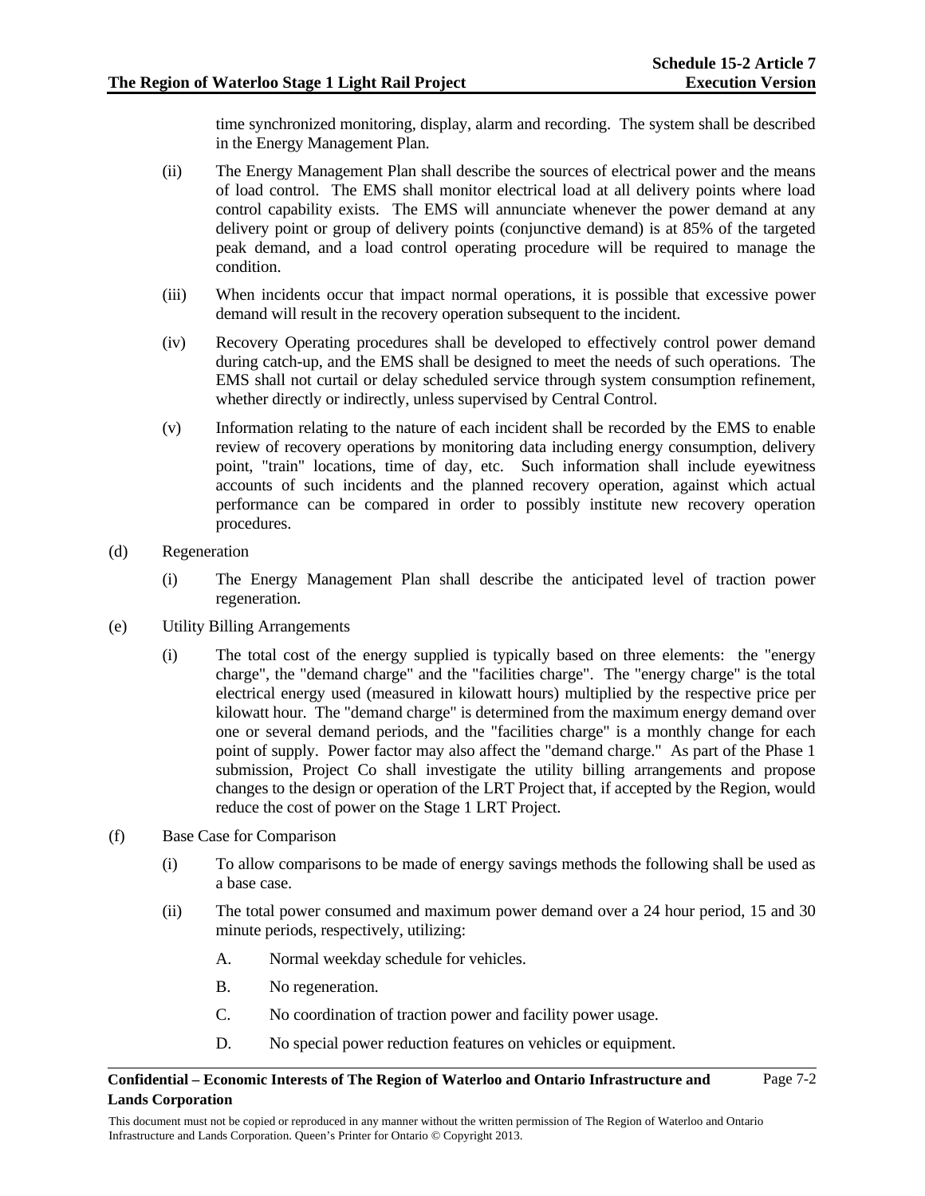time synchronized monitoring, display, alarm and recording. The system shall be described in the Energy Management Plan.

(ii) The Energy Management Plan shall describe the sources of electrical power and the means of load control. The EMS shall monitor electrical load at all delivery points where load control capability exists. The EMS will annunciate whenever the power demand at any delivery point or group of delivery points (conjunctive demand) is at 85% of the targeted peak demand, and a load control operating procedure will be required to manage the condition.

(iii) When incidents occur that impact normal operations, it is possible that excessive power demand will result in the recovery operation subsequent to the incident.

(iv) Recovery Operating procedures shall be developed to effectively control power demand during catch-up, and the EMS shall be designed to meet the needs of such operations. The EMS shall not curtail or delay scheduled service through system consumption refinement, whether directly or indirectly, unless supervised by Central Control.

(v) Information relating to the nature of each incident shall be recorded by the EMS to enable review of recovery operations by monitoring data including energy consumption, delivery point, "train" locations, time of day, etc. Such information shall include eyewitness accounts of such incidents and the planned recovery operation, against which actual performance can be compared in order to possibly institute new recovery operation procedures.

(d) Regeneration

(i) The Energy Management Plan shall describe the anticipated level of traction power regeneration.

(e) Utility Billing Arrangements

(i) The total cost of the energy supplied is typically based on three elements: the "energy charge", the "demand charge" and the "facilities charge". The "energy charge" is the total electrical energy used (measured in kilowatt hours) multiplied by the respective price per kilowatt hour. The "demand charge" is determined from the maximum energy demand over one or several demand periods, and the "facilities charge" is a monthly change for each point of supply. Power factor may also affect the "demand charge." As part of the Phase 1 submission, Project Co shall investigate the utility billing arrangements and propose changes to the design or operation of the LRT Project that, if accepted by the Region, would reduce the cost of power on the Stage 1 LRT Project.

(f) Base Case for Comparison

(i) To allow comparisons to be made of energy savings methods the following shall be used as a base case.

(ii) The total power consumed and maximum power demand over a 24 hour period, 15 and 30 minute periods, respectively, utilizing:

A. Normal weekday schedule for vehicles.

B. No regeneration.

C. No coordination of traction power and facility power usage.

D. No special power reduction features on vehicles or equipment.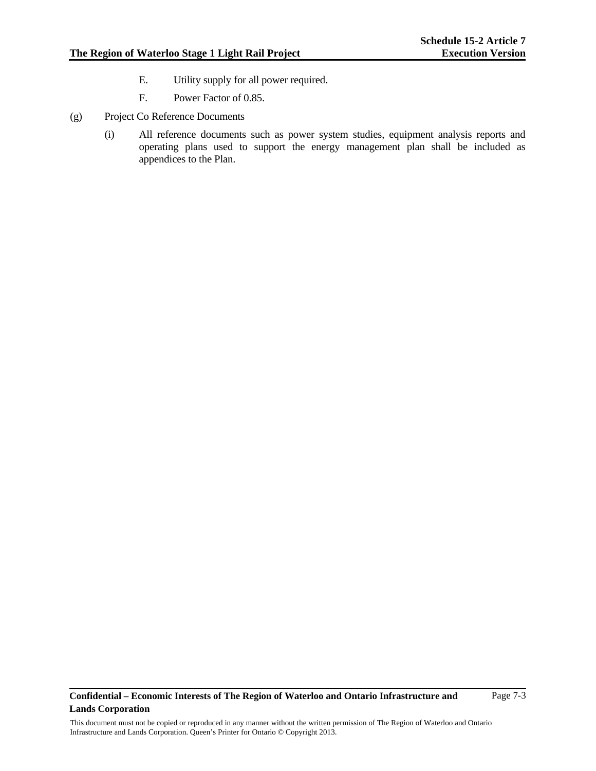E. Utility supply for all power required.

F. Power Factor of 0.85.

(g) Project Co Reference Documents

(i) All reference documents such as power system studies, equipment analysis reports and operating plans used to support the energy management plan shall be included as appendices to the Plan.